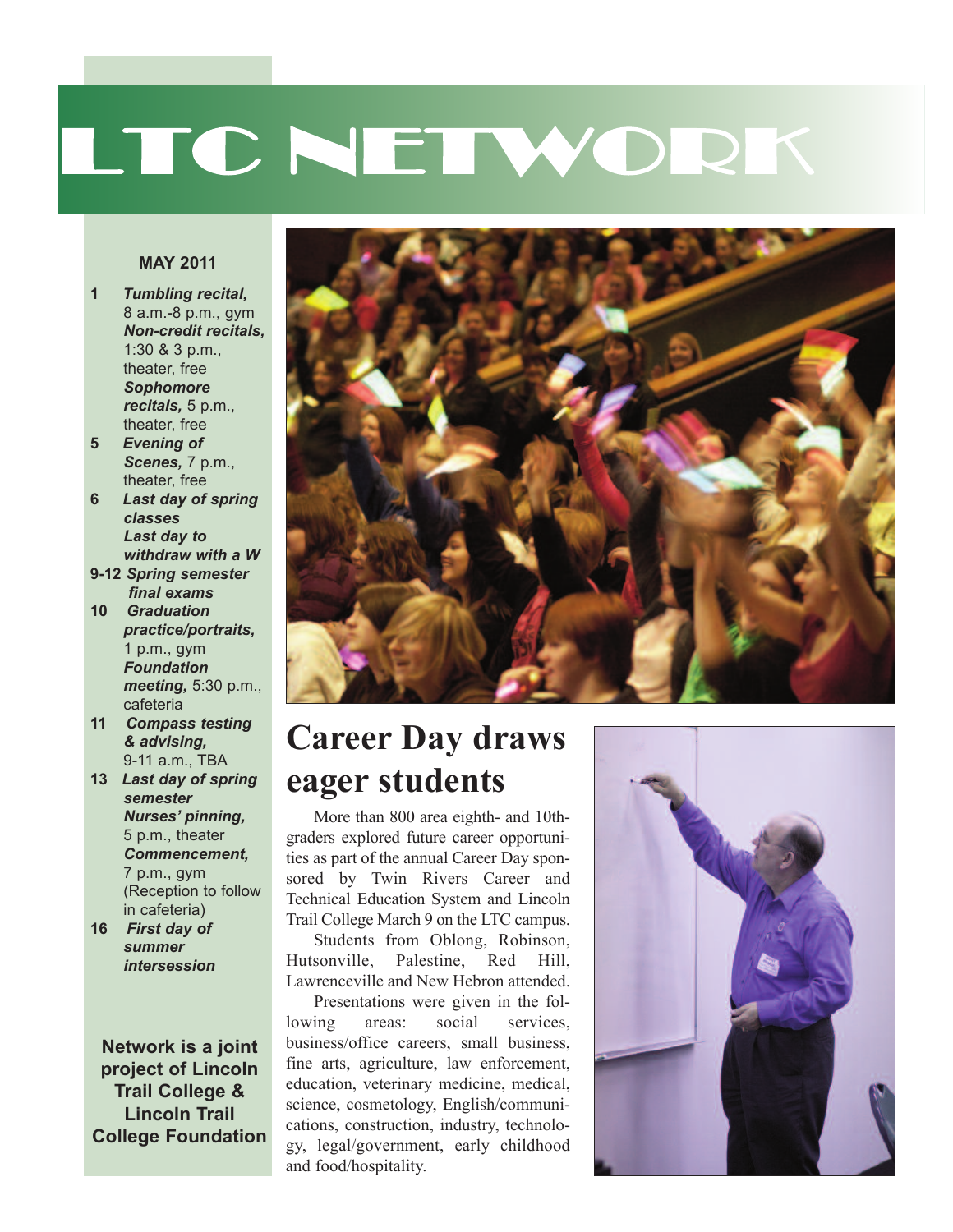# LTC NETWORK

**MAY 2011**

- **1** ***Tumbling recital,*** 8 a.m.-8 p.m., gym
  ***Non-credit recitals,*** 1:30 & 3 p.m., theater, free
  ***Sophomore recitals,*** 5 p.m., theater, free
- **5** ***Evening of Scenes,*** 7 p.m., theater, free
- **6** ***Last day of spring classes***
  ***Last day to withdraw with a W***
- **9-12** ***Spring semester final exams***
- **10** ***Graduation practice/portraits,*** 1 p.m., gym
  ***Foundation meeting,*** 5:30 p.m., cafeteria
- **11** ***Compass testing & advising,*** 9-11 a.m., TBA
- **13** ***Last day of spring semester***
  ***Nurses' pinning,*** 5 p.m., theater
  ***Commencement,*** 7 p.m., gym (Reception to follow in cafeteria)
- **16** ***First day of summer intersession***

**Network is a joint project of Lincoln Trail College & Lincoln Trail College Foundation**

## Career Day draws eager students

More than 800 area eighth- and 10th-graders explored future career opportunities as part of the annual Career Day sponsored by Twin Rivers Career and Technical Education System and Lincoln Trail College March 9 on the LTC campus.

Students from Oblong, Robinson, Hutsonville, Palestine, Red Hill, Lawrenceville and New Hebron attended.

Presentations were given in the following areas: social services, business/office careers, small business, fine arts, agriculture, law enforcement, education, veterinary medicine, medical, science, cosmetology, English/communications, construction, industry, technology, legal/government, early childhood and food/hospitality.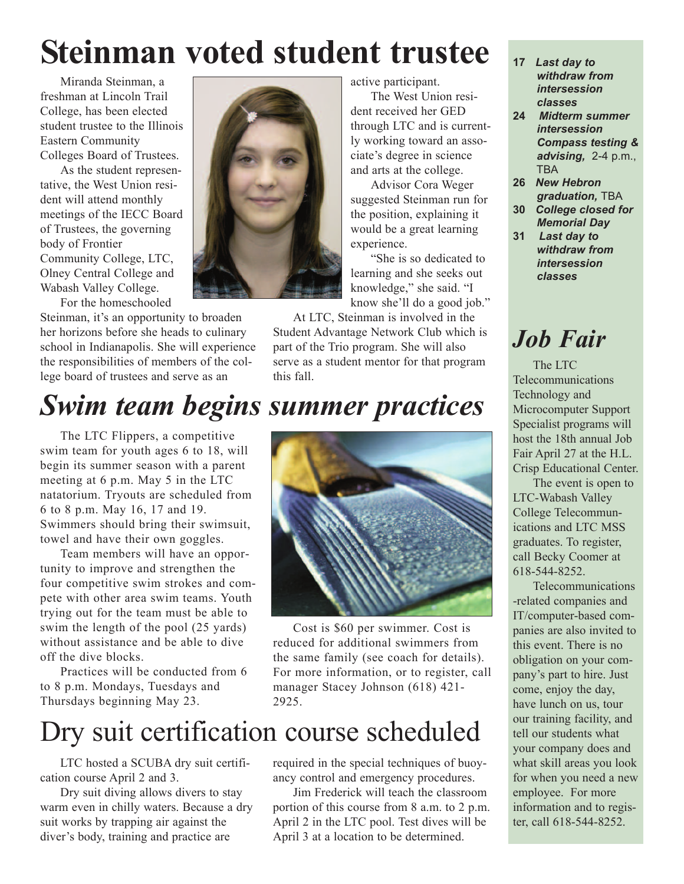# Steinman voted student trustee

Miranda Steinman, a freshman at Lincoln Trail College, has been elected student trustee to the Illinois Eastern Community Colleges Board of Trustees.

As the student representative, the West Union resident will attend monthly meetings of the IECC Board of Trustees, the governing body of Frontier Community College, LTC, Olney Central College and Wabash Valley College.

For the homeschooled Steinman, it's an opportunity to broaden her horizons before she heads to culinary school in Indianapolis. She will experience the responsibilities of members of the college board of trustees and serve as an active participant.

The West Union resident received her GED through LTC and is currently working toward an associate's degree in science and arts at the college.

Advisor Cora Weger suggested Steinman run for the position, explaining it would be a great learning experience.

"She is so dedicated to learning and she seeks out knowledge," she said. "I know she'll do a good job."

At LTC, Steinman is involved in the Student Advantage Network Club which is part of the Trio program. She will also serve as a student mentor for that program this fall.

# *Swim team begins summer practices*

The LTC Flippers, a competitive swim team for youth ages 6 to 18, will begin its summer season with a parent meeting at 6 p.m. May 5 in the LTC natatorium. Tryouts are scheduled from 6 to 8 p.m. May 16, 17 and 19. Swimmers should bring their swimsuit, towel and have their own goggles.

Team members will have an opportunity to improve and strengthen the four competitive swim strokes and compete with other area swim teams. Youth trying out for the team must be able to swim the length of the pool (25 yards) without assistance and be able to dive off the dive blocks.

Practices will be conducted from 6 to 8 p.m. Mondays, Tuesdays and Thursdays beginning May 23.

Cost is $60 per swimmer. Cost is reduced for additional swimmers from the same family (see coach for details). For more information, or to register, call manager Stacey Johnson (618) 421-2925.

# Dry suit certification course scheduled

LTC hosted a SCUBA dry suit certification course April 2 and 3.

Dry suit diving allows divers to stay warm even in chilly waters. Because a dry suit works by trapping air against the diver's body, training and practice are required in the special techniques of buoyancy control and emergency procedures.

Jim Frederick will teach the classroom portion of this course from 8 a.m. to 2 p.m. April 2 in the LTC pool. Test dives will be April 3 at a location to be determined.

---

- **17** ***Last day to withdraw from intersession classes***
- **24** ***Midterm summer intersession Compass testing & advising,*** 2-4 p.m., TBA
- **26** ***New Hebron graduation,*** TBA
- **30** ***College closed for Memorial Day***
- **31** ***Last day to withdraw from intersession classes***

# *Job Fair*

The LTC Telecommunications Technology and Microcomputer Support Specialist programs will host the 18th annual Job Fair April 27 at the H.L. Crisp Educational Center.

The event is open to LTC-Wabash Valley College Telecommunications and LTC MSS graduates. To register, call Becky Coomer at 618-544-8252.

Telecommunications-related companies and IT/computer-based companies are also invited to this event. There is no obligation on your company's part to hire. Just come, enjoy the day, have lunch on us, tour our training facility, and tell our students what your company does and what skill areas you look for when you need a new employee. For more information and to register, call 618-544-8252.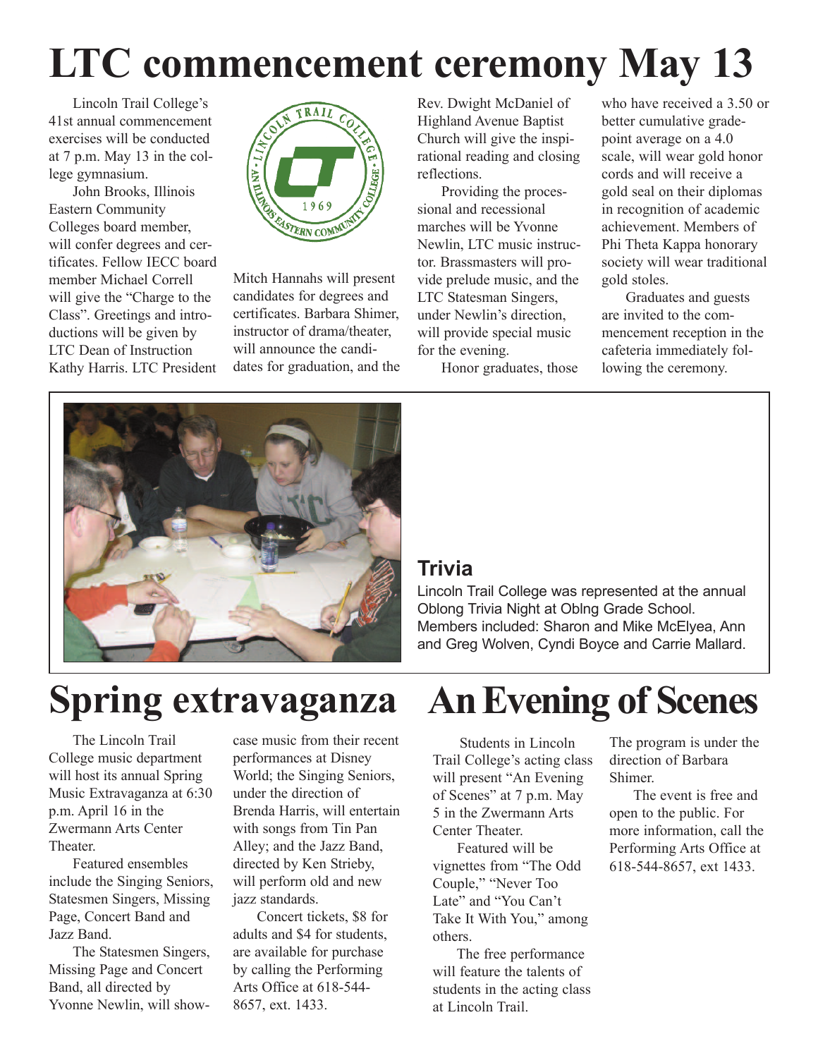# LTC commencement ceremony May 13

Lincoln Trail College's 41st annual commencement exercises will be conducted at 7 p.m. May 13 in the college gymnasium.

John Brooks, Illinois Eastern Community Colleges board member, will confer degrees and certificates. Fellow IECC board member Michael Correll will give the "Charge to the Class". Greetings and introductions will be given by LTC Dean of Instruction Kathy Harris. LTC President Mitch Hannahs will present candidates for degrees and certificates. Barbara Shimer, instructor of drama/theater, will announce the candidates for graduation, and the Rev. Dwight McDaniel of Highland Avenue Baptist Church will give the inspirational reading and closing reflections.

Providing the processional and recessional marches will be Yvonne Newlin, LTC music instructor. Brassmasters will provide prelude music, and the LTC Statesman Singers, under Newlin's direction, will provide special music for the evening.

Honor graduates, those who have received a 3.50 or better cumulative grade-point average on a 4.0 scale, will wear gold honor cords and will receive a gold seal on their diplomas in recognition of academic achievement. Members of Phi Theta Kappa honorary society will wear traditional gold stoles.

Graduates and guests are invited to the commencement reception in the cafeteria immediately following the ceremony.

## Trivia

Lincoln Trail College was represented at the annual Oblong Trivia Night at Oblng Grade School. Members included: Sharon and Mike McElyea, Ann and Greg Wolven, Cyndi Boyce and Carrie Mallard.

# Spring extravaganza

The Lincoln Trail College music department will host its annual Spring Music Extravaganza at 6:30 p.m. April 16 in the Zwermann Arts Center Theater.

Featured ensembles include the Singing Seniors, Statesmen Singers, Missing Page, Concert Band and Jazz Band.

The Statesmen Singers, Missing Page and Concert Band, all directed by Yvonne Newlin, will showcase music from their recent performances at Disney World; the Singing Seniors, under the direction of Brenda Harris, will entertain with songs from Tin Pan Alley; and the Jazz Band, directed by Ken Strieby, will perform old and new jazz standards.

Concert tickets, $8 for adults and $4 for students, are available for purchase by calling the Performing Arts Office at 618-544-8657, ext. 1433.

# An Evening of Scenes

Students in Lincoln Trail College's acting class will present "An Evening of Scenes" at 7 p.m. May 5 in the Zwermann Arts Center Theater.

Featured will be vignettes from "The Odd Couple," "Never Too Late" and "You Can't Take It With You," among others.

The free performance will feature the talents of students in the acting class at Lincoln Trail.

The program is under the direction of Barbara Shimer.

The event is free and open to the public. For more information, call the Performing Arts Office at 618-544-8657, ext 1433.